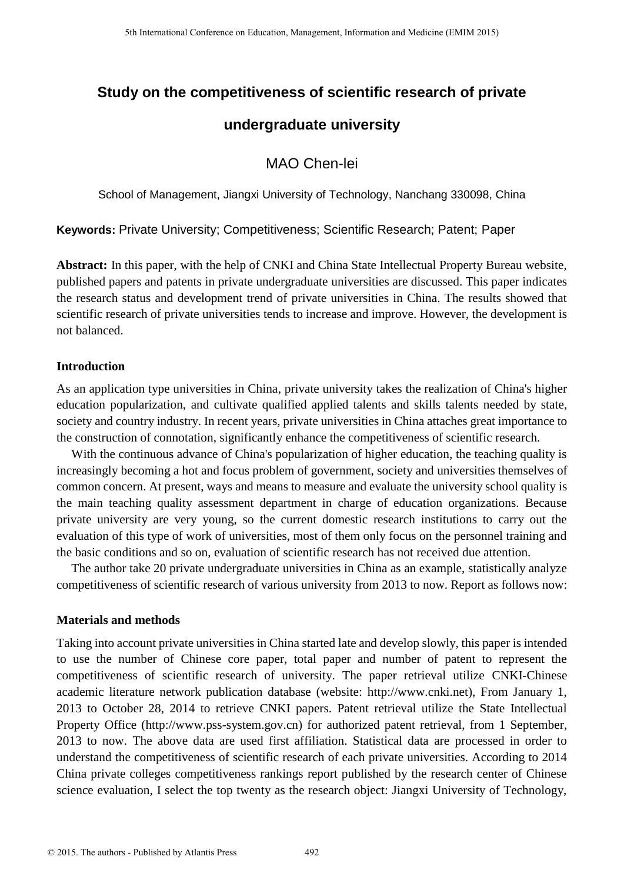# Study on the competitiveness of scientific research of private undergraduate university

MAO Chen-lei

School of Management, Jiangxi University of Technology, Nanchang 330098, China

**Keywords:** Private University; Competitiveness; Scientific Research; Patent; Paper

**Abstract:** In this paper, with the help of CNKI and China State Intellectual Property Bureau website, published papers and patents in private undergraduate universities are discussed. This paper indicates the research status and development trend of private universities in China. The results showed that scientific research of private universities tends to increase and improve. However, the development is not balanced.

## Introduction

As an application type universities in China, private university takes the realization of China's higher education popularization, and cultivate qualified applied talents and skills talents needed by state, society and country industry. In recent years, private universities in China attaches great importance to the construction of connotation, significantly enhance the competitiveness of scientific research.

With the continuous advance of China's popularization of higher education, the teaching quality is increasingly becoming a hot and focus problem of government, society and universities themselves of common concern. At present, ways and means to measure and evaluate the university school quality is the main teaching quality assessment department in charge of education organizations. Because private university are very young, so the current domestic research institutions to carry out the evaluation of this type of work of universities, most of them only focus on the personnel training and the basic conditions and so on, evaluation of scientific research has not received due attention.

The author take 20 private undergraduate universities in China as an example, statistically analyze competitiveness of scientific research of various university from 2013 to now. Report as follows now:

## Materials and methods

Taking into account private universities in China started late and develop slowly, this paper is intended to use the number of Chinese core paper, total paper and number of patent to represent the competitiveness of scientific research of university. The paper retrieval utilize CNKI-Chinese academic literature network publication database (website: http://www.cnki.net), From January 1, 2013 to October 28, 2014 to retrieve CNKI papers. Patent retrieval utilize the State Intellectual Property Office (http://www.pss-system.gov.cn) for authorized patent retrieval, from 1 September, 2013 to now. The above data are used first affiliation. Statistical data are processed in order to understand the competitiveness of scientific research of each private universities. According to 2014 China private colleges competitiveness rankings report published by the research center of Chinese science evaluation, I select the top twenty as the research object: Jiangxi University of Technology,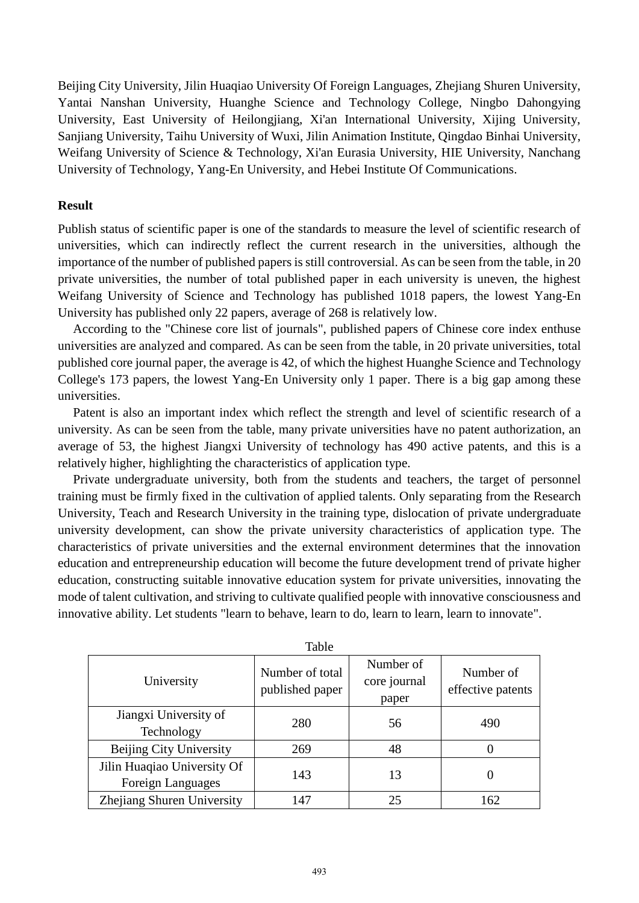Beijing City University, Jilin Huaqiao University Of Foreign Languages, Zhejiang Shuren University, Yantai Nanshan University, Huanghe Science and Technology College, Ningbo Dahongying University, East University of Heilongjiang, Xi'an International University, Xijing University, Sanjiang University, Taihu University of Wuxi, Jilin Animation Institute, Qingdao Binhai University, Weifang University of Science & Technology, Xi'an Eurasia University, HIE University, Nanchang University of Technology, Yang-En University, and Hebei Institute Of Communications.

**Result**

Publish status of scientific paper is one of the standards to measure the level of scientific research of universities, which can indirectly reflect the current research in the universities, although the importance of the number of published papers is still controversial. As can be seen from the table, in 20 private universities, the number of total published paper in each university is uneven, the highest Weifang University of Science and Technology has published 1018 papers, the lowest Yang-En University has published only 22 papers, average of 268 is relatively low.

According to the "Chinese core list of journals", published papers of Chinese core index enthuse universities are analyzed and compared. As can be seen from the table, in 20 private universities, total published core journal paper, the average is 42, of which the highest Huanghe Science and Technology College's 173 papers, the lowest Yang-En University only 1 paper. There is a big gap among these universities.

Patent is also an important index which reflect the strength and level of scientific research of a university. As can be seen from the table, many private universities have no patent authorization, an average of 53, the highest Jiangxi University of technology has 490 active patents, and this is a relatively higher, highlighting the characteristics of application type.

Private undergraduate university, both from the students and teachers, the target of personnel training must be firmly fixed in the cultivation of applied talents. Only separating from the Research University, Teach and Research University in the training type, dislocation of private undergraduate university development, can show the private university characteristics of application type. The characteristics of private universities and the external environment determines that the innovation education and entrepreneurship education will become the future development trend of private higher education, constructing suitable innovative education system for private universities, innovating the mode of talent cultivation, and striving to cultivate qualified people with innovative consciousness and innovative ability. Let students "learn to behave, learn to do, learn to learn, learn to innovate".

Table

| University | Number of total published paper | Number of core journal paper | Number of effective patents |
|---|---|---|---|
| Jiangxi University of Technology | 280 | 56 | 490 |
| Beijing City University | 269 | 48 | 0 |
| Jilin Huaqiao University Of Foreign Languages | 143 | 13 | 0 |
| Zhejiang Shuren University | 147 | 25 | 162 |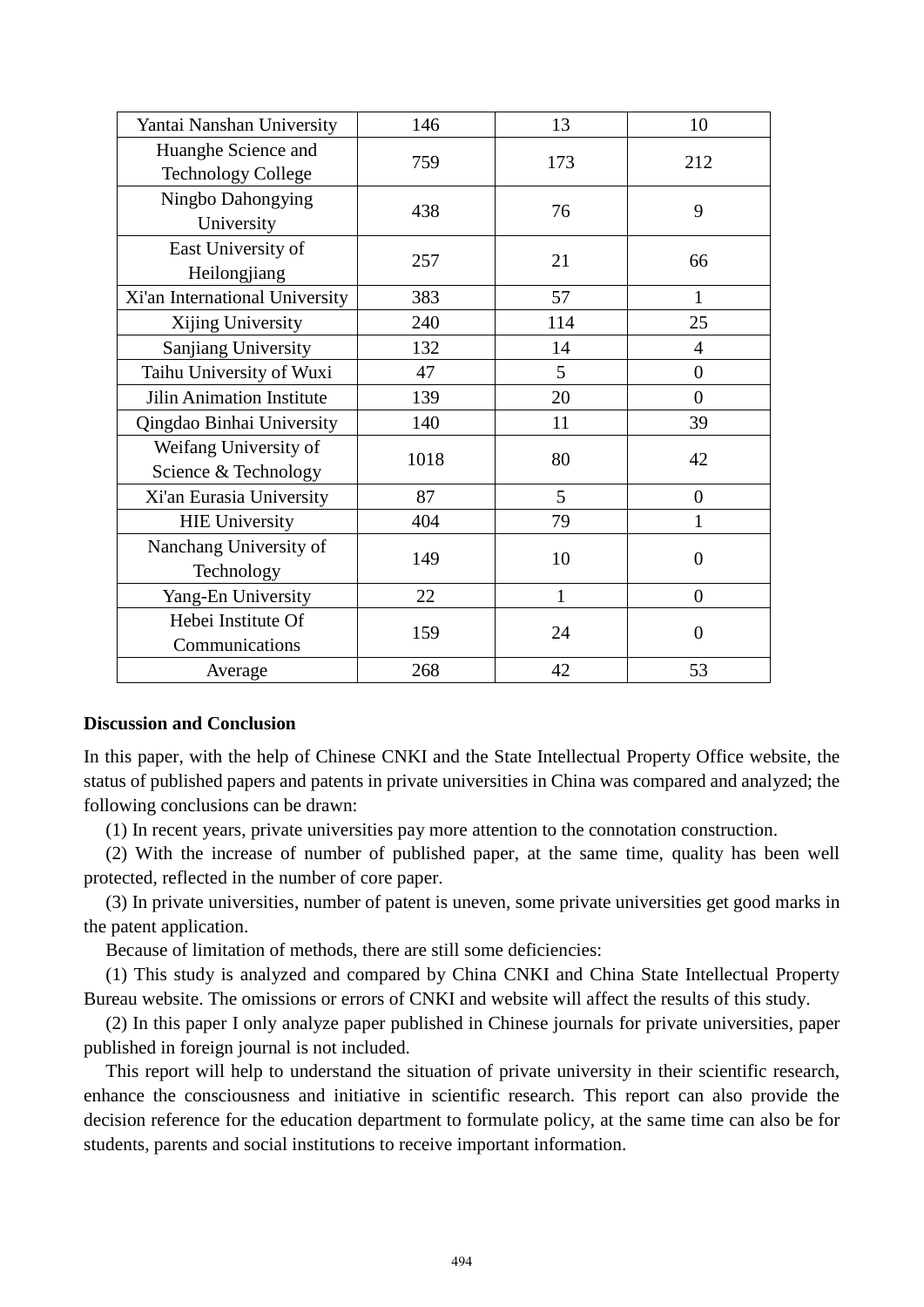| Yantai Nanshan University | 146 | 13 | 10 |
|---|---|---|---|
| Huanghe Science and Technology College | 759 | 173 | 212 |
| Ningbo Dahongying University | 438 | 76 | 9 |
| East University of Heilongjiang | 257 | 21 | 66 |
| Xi'an International University | 383 | 57 | 1 |
| Xijing University | 240 | 114 | 25 |
| Sanjiang University | 132 | 14 | 4 |
| Taihu University of Wuxi | 47 | 5 | 0 |
| Jilin Animation Institute | 139 | 20 | 0 |
| Qingdao Binhai University | 140 | 11 | 39 |
| Weifang University of Science & Technology | 1018 | 80 | 42 |
| Xi'an Eurasia University | 87 | 5 | 0 |
| HIE University | 404 | 79 | 1 |
| Nanchang University of Technology | 149 | 10 | 0 |
| Yang-En University | 22 | 1 | 0 |
| Hebei Institute Of Communications | 159 | 24 | 0 |
| Average | 268 | 42 | 53 |

**Discussion and Conclusion**

In this paper, with the help of Chinese CNKI and the State Intellectual Property Office website, the status of published papers and patents in private universities in China was compared and analyzed; the following conclusions can be drawn:

(1) In recent years, private universities pay more attention to the connotation construction.

(2) With the increase of number of published paper, at the same time, quality has been well protected, reflected in the number of core paper.

(3) In private universities, number of patent is uneven, some private universities get good marks in the patent application.

Because of limitation of methods, there are still some deficiencies:

(1) This study is analyzed and compared by China CNKI and China State Intellectual Property Bureau website. The omissions or errors of CNKI and website will affect the results of this study.

(2) In this paper I only analyze paper published in Chinese journals for private universities, paper published in foreign journal is not included.

This report will help to understand the situation of private university in their scientific research, enhance the consciousness and initiative in scientific research. This report can also provide the decision reference for the education department to formulate policy, at the same time can also be for students, parents and social institutions to receive important information.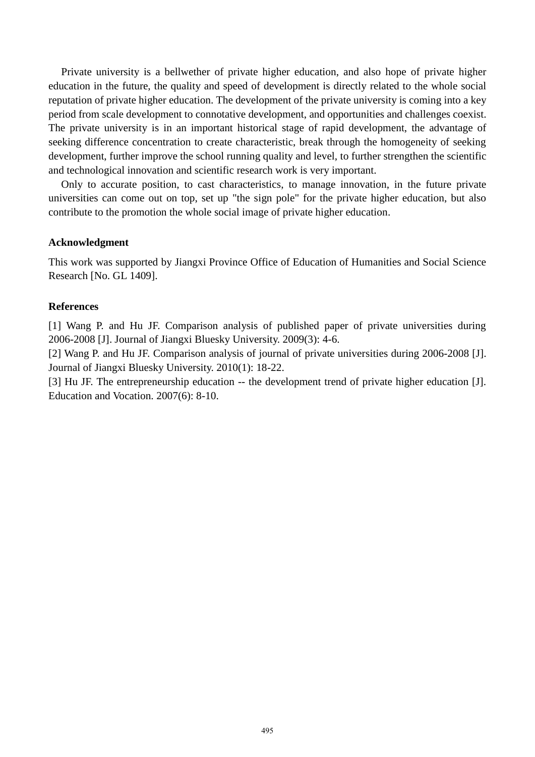Private university is a bellwether of private higher education, and also hope of private higher education in the future, the quality and speed of development is directly related to the whole social reputation of private higher education. The development of the private university is coming into a key period from scale development to connotative development, and opportunities and challenges coexist. The private university is in an important historical stage of rapid development, the advantage of seeking difference concentration to create characteristic, break through the homogeneity of seeking development, further improve the school running quality and level, to further strengthen the scientific and technological innovation and scientific research work is very important.

Only to accurate position, to cast characteristics, to manage innovation, in the future private universities can come out on top, set up "the sign pole" for the private higher education, but also contribute to the promotion the whole social image of private higher education.

## Acknowledgment

This work was supported by Jiangxi Province Office of Education of Humanities and Social Science Research [No. GL 1409].

## References

[1] Wang P. and Hu JF. Comparison analysis of published paper of private universities during 2006-2008 [J]. Journal of Jiangxi Bluesky University. 2009(3): 4-6.

[2] Wang P. and Hu JF. Comparison analysis of journal of private universities during 2006-2008 [J]. Journal of Jiangxi Bluesky University. 2010(1): 18-22.

[3] Hu JF. The entrepreneurship education -- the development trend of private higher education [J]. Education and Vocation. 2007(6): 8-10.